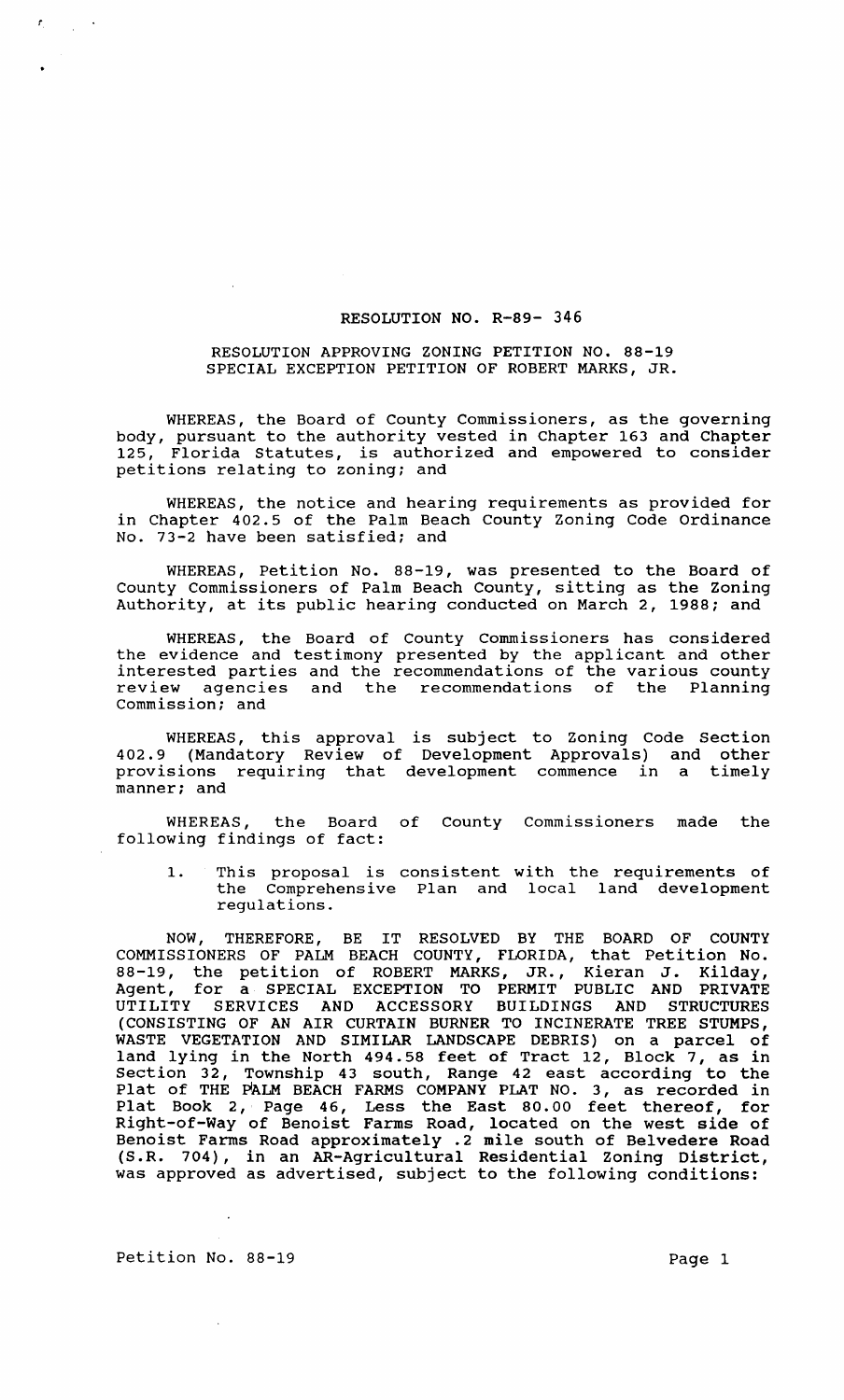RESOLUTION NO. R-89- 346

RESOLUTION APPROVING ZONING PETITION NO. 88-19
SPECIAL EXCEPTION PETITION OF ROBERT MARKS, JR.

WHEREAS, the Board of County Commissioners, as the governing body, pursuant to the authority vested in Chapter 163 and Chapter 125, Florida Statutes, is authorized and empowered to consider petitions relating to zoning; and

WHEREAS, the notice and hearing requirements as provided for in Chapter 402.5 of the Palm Beach County Zoning Code Ordinance No. 73-2 have been satisfied; and

WHEREAS, Petition No. 88-19, was presented to the Board of County Commissioners of Palm Beach County, sitting as the Zoning Authority, at its public hearing conducted on March 2, 1988; and

WHEREAS, the Board of County Commissioners has considered the evidence and testimony presented by the applicant and other interested parties and the recommendations of the various county review agencies and the recommendations of the Planning Commission; and

WHEREAS, this approval is subject to Zoning Code Section 402.9 (Mandatory Review of Development Approvals) and other provisions requiring that development commence in a timely manner; and

WHEREAS, the Board of County Commissioners made the following findings of fact:

1. This proposal is consistent with the requirements of the Comprehensive Plan and local land development regulations.

NOW, THEREFORE, BE IT RESOLVED BY THE BOARD OF COUNTY COMMISSIONERS OF PALM BEACH COUNTY, FLORIDA, that Petition No. 88-19, the petition of ROBERT MARKS, JR., Kieran J. Kilday, Agent, for a SPECIAL EXCEPTION TO PERMIT PUBLIC AND PRIVATE UTILITY SERVICES AND ACCESSORY BUILDINGS AND STRUCTURES (CONSISTING OF AN AIR CURTAIN BURNER TO INCINERATE TREE STUMPS, WASTE VEGETATION AND SIMILAR LANDSCAPE DEBRIS) on a parcel of land lying in the North 494.58 feet of Tract 12, Block 7, as in Section 32, Township 43 south, Range 42 east according to the Plat of THE PALM BEACH FARMS COMPANY PLAT NO. 3, as recorded in Plat Book 2, Page 46, Less the East 80.00 feet thereof, for Right-of-Way of Benoist Farms Road, located on the west side of Benoist Farms Road approximately .2 mile south of Belvedere Road (S.R. 704), in an AR-Agricultural Residential Zoning District, was approved as advertised, subject to the following conditions:

Petition No. 88-19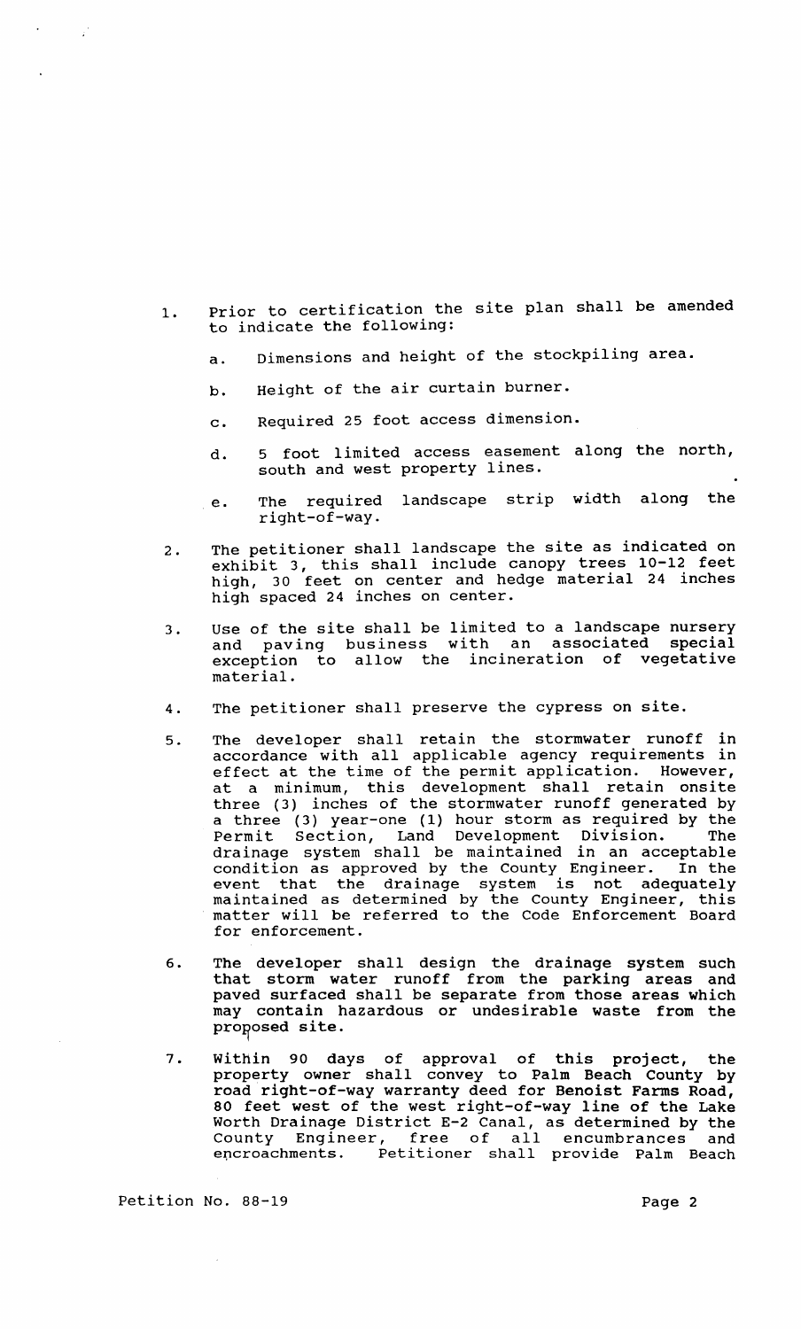1. Prior to certification the site plan shall be amended to indicate the following:

    a. Dimensions and height of the stockpiling area.

    b. Height of the air curtain burner.

    c. Required 25 foot access dimension.

    d. 5 foot limited access easement along the north, south and west property lines.

    e. The required landscape strip width along the right-of-way.

2. The petitioner shall landscape the site as indicated on exhibit 3, this shall include canopy trees 10-12 feet high, 30 feet on center and hedge material 24 inches high spaced 24 inches on center.

3. Use of the site shall be limited to a landscape nursery and paving business with an associated special exception to allow the incineration of vegetative material.

4. The petitioner shall preserve the cypress on site.

5. The developer shall retain the stormwater runoff in accordance with all applicable agency requirements in effect at the time of the permit application. However, at a minimum, this development shall retain onsite three (3) inches of the stormwater runoff generated by a three (3) year-one (1) hour storm as required by the Permit Section, Land Development Division. The drainage system shall be maintained in an acceptable condition as approved by the County Engineer. In the event that the drainage system is not adequately maintained as determined by the County Engineer, this matter will be referred to the Code Enforcement Board for enforcement.

6. The developer shall design the drainage system such that storm water runoff from the parking areas and paved surfaced shall be separate from those areas which may contain hazardous or undesirable waste from the proposed site.

7. Within 90 days of approval of this project, the property owner shall convey to Palm Beach County by road right-of-way warranty deed for Benoist Farms Road, 80 feet west of the west right-of-way line of the Lake Worth Drainage District E-2 Canal, as determined by the County Engineer, free of all encumbrances and encroachments. Petitioner shall provide Palm Beach

Petition No. 88-19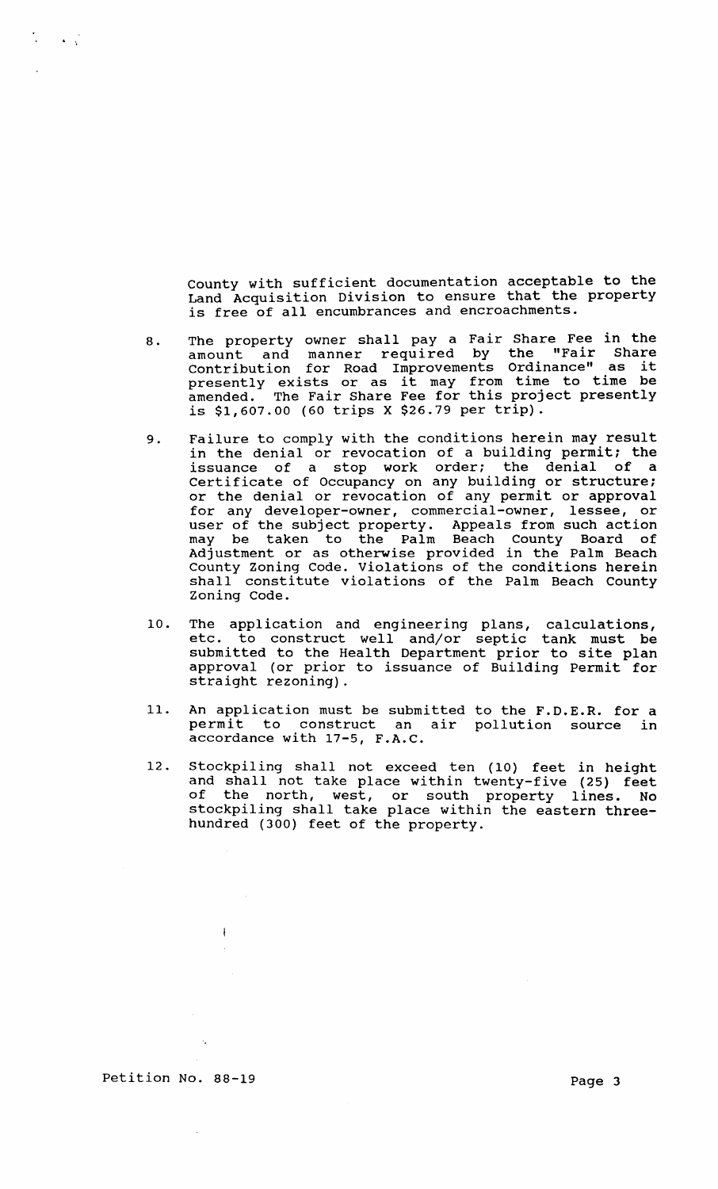County with sufficient documentation acceptable to the Land Acquisition Division to ensure that the property is free of all encumbrances and encroachments.

8. The property owner shall pay a Fair Share Fee in the amount and manner required by the "Fair Share Contribution for Road Improvements Ordinance" as it presently exists or as it may from time to time be amended. The Fair Share Fee for this project presently is $1,607.00 (60 trips X $26.79 per trip).

9. Failure to comply with the conditions herein may result in the denial or revocation of a building permit; the issuance of a stop work order; the denial of a Certificate of Occupancy on any building or structure; or the denial or revocation of any permit or approval for any developer-owner, commercial-owner, lessee, or user of the subject property. Appeals from such action may be taken to the Palm Beach County Board of Adjustment or as otherwise provided in the Palm Beach County Zoning Code. Violations of the conditions herein shall constitute violations of the Palm Beach County Zoning Code.

10. The application and engineering plans, calculations, etc. to construct well and/or septic tank must be submitted to the Health Department prior to site plan approval (or prior to issuance of Building Permit for straight rezoning).

11. An application must be submitted to the F.D.E.R. for a permit to construct an air pollution source in accordance with 17-5, F.A.C.

12. Stockpiling shall not exceed ten (10) feet in height and shall not take place within twenty-five (25) feet of the north, west, or south property lines. No stockpiling shall take place within the eastern three-hundred (300) feet of the property.

Petition No. 88-19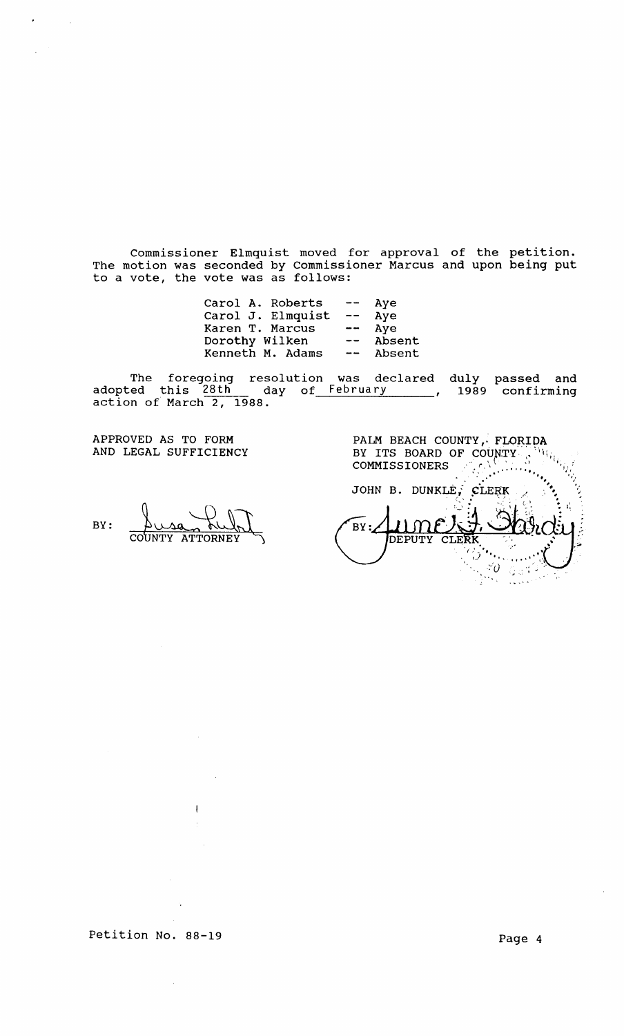Commissioner Elmquist moved for approval of the petition. The motion was seconded by Commissioner Marcus and upon being put to a vote, the vote was as follows:

| | | |
|---|---|---|
| Carol A. Roberts | -- | Aye |
| Carol J. Elmquist | -- | Aye |
| Karen T. Marcus | -- | Aye |
| Dorothy Wilken | -- | Absent |
| Kenneth M. Adams | -- | Absent |

The foregoing resolution was declared duly passed and adopted this 28th day of February, 1989 confirming action of March 2, 1988.

APPROVED AS TO FORM
AND LEGAL SUFFICIENCY

BY: COUNTY ATTORNEY

PALM BEACH COUNTY, FLORIDA
BY ITS BOARD OF COUNTY
COMMISSIONERS

JOHN B. DUNKLE, CLERK

BY: DEPUTY CLERK

Petition No. 88-19